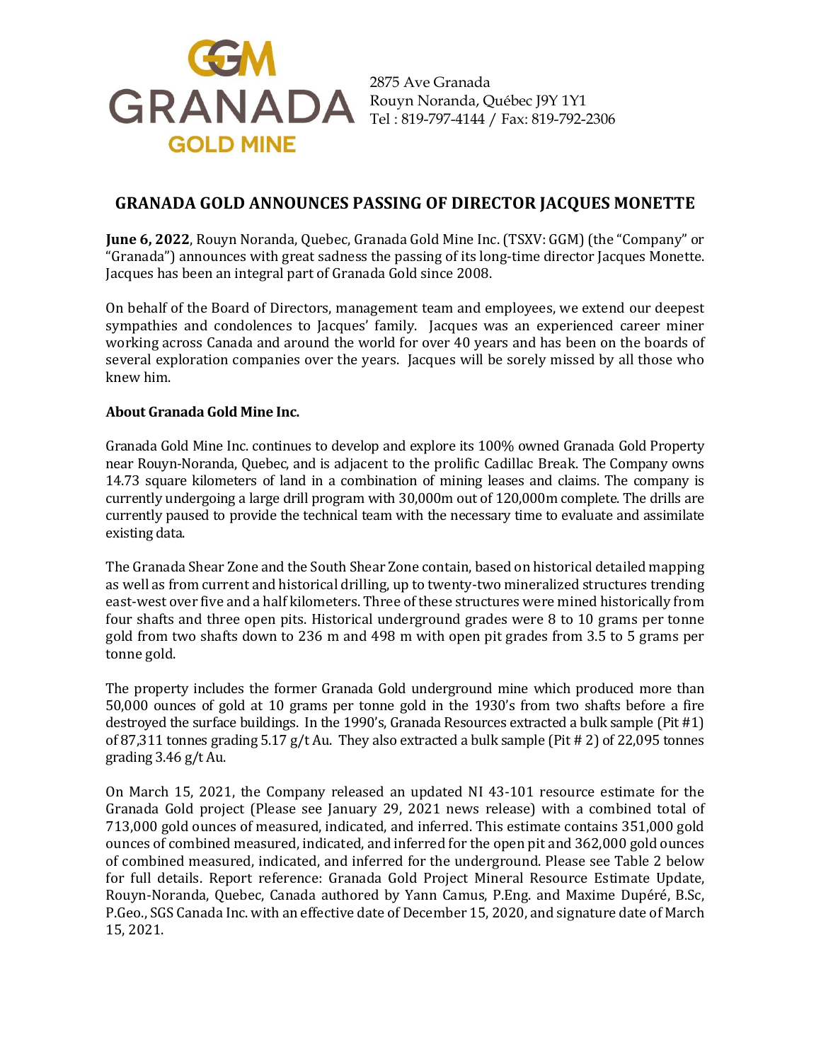GRANADA GOLD MINE

2875 Ave Granada
Rouyn Noranda, Québec J9Y 1Y1
Tel : 819-797-4144 / Fax: 819-792-2306

# GRANADA GOLD ANNOUNCES PASSING OF DIRECTOR JACQUES MONETTE

**June 6, 2022**, Rouyn Noranda, Quebec, Granada Gold Mine Inc. (TSXV: GGM) (the "Company" or "Granada") announces with great sadness the passing of its long-time director Jacques Monette. Jacques has been an integral part of Granada Gold since 2008.

On behalf of the Board of Directors, management team and employees, we extend our deepest sympathies and condolences to Jacques' family. Jacques was an experienced career miner working across Canada and around the world for over 40 years and has been on the boards of several exploration companies over the years. Jacques will be sorely missed by all those who knew him.

**About Granada Gold Mine Inc.**

Granada Gold Mine Inc. continues to develop and explore its 100% owned Granada Gold Property near Rouyn-Noranda, Quebec, and is adjacent to the prolific Cadillac Break. The Company owns 14.73 square kilometers of land in a combination of mining leases and claims. The company is currently undergoing a large drill program with 30,000m out of 120,000m complete. The drills are currently paused to provide the technical team with the necessary time to evaluate and assimilate existing data.

The Granada Shear Zone and the South Shear Zone contain, based on historical detailed mapping as well as from current and historical drilling, up to twenty-two mineralized structures trending east-west over five and a half kilometers. Three of these structures were mined historically from four shafts and three open pits. Historical underground grades were 8 to 10 grams per tonne gold from two shafts down to 236 m and 498 m with open pit grades from 3.5 to 5 grams per tonne gold.

The property includes the former Granada Gold underground mine which produced more than 50,000 ounces of gold at 10 grams per tonne gold in the 1930's from two shafts before a fire destroyed the surface buildings. In the 1990's, Granada Resources extracted a bulk sample (Pit #1) of 87,311 tonnes grading 5.17 g/t Au. They also extracted a bulk sample (Pit # 2) of 22,095 tonnes grading 3.46 g/t Au.

On March 15, 2021, the Company released an updated NI 43-101 resource estimate for the Granada Gold project (Please see January 29, 2021 news release) with a combined total of 713,000 gold ounces of measured, indicated, and inferred. This estimate contains 351,000 gold ounces of combined measured, indicated, and inferred for the open pit and 362,000 gold ounces of combined measured, indicated, and inferred for the underground. Please see Table 2 below for full details. Report reference: Granada Gold Project Mineral Resource Estimate Update, Rouyn-Noranda, Quebec, Canada authored by Yann Camus, P.Eng. and Maxime Dupéré, B.Sc, P.Geo., SGS Canada Inc. with an effective date of December 15, 2020, and signature date of March 15, 2021.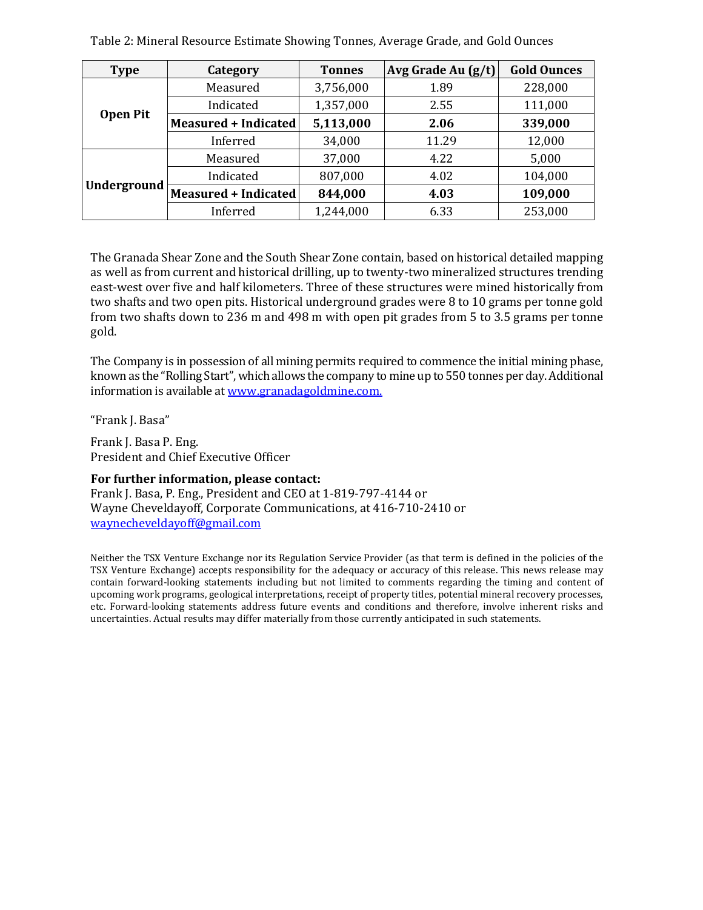Table 2: Mineral Resource Estimate Showing Tonnes, Average Grade, and Gold Ounces

| Type | Category | Tonnes | Avg Grade Au (g/t) | Gold Ounces |
|---|---|---|---|---|
| **Open Pit** | Measured | 3,756,000 | 1.89 | 228,000 |
| | Indicated | 1,357,000 | 2.55 | 111,000 |
| | **Measured + Indicated** | **5,113,000** | **2.06** | **339,000** |
| | Inferred | 34,000 | 11.29 | 12,000 |
| **Underground** | Measured | 37,000 | 4.22 | 5,000 |
| | Indicated | 807,000 | 4.02 | 104,000 |
| | **Measured + Indicated** | **844,000** | **4.03** | **109,000** |
| | Inferred | 1,244,000 | 6.33 | 253,000 |

The Granada Shear Zone and the South Shear Zone contain, based on historical detailed mapping as well as from current and historical drilling, up to twenty-two mineralized structures trending east-west over five and half kilometers. Three of these structures were mined historically from two shafts and two open pits. Historical underground grades were 8 to 10 grams per tonne gold from two shafts down to 236 m and 498 m with open pit grades from 5 to 3.5 grams per tonne gold.

The Company is in possession of all mining permits required to commence the initial mining phase, known as the "Rolling Start", which allows the company to mine up to 550 tonnes per day. Additional information is available at [www.granadagoldmine.com.](http://www.granadagoldmine.com)

"Frank J. Basa"

Frank J. Basa P. Eng.
President and Chief Executive Officer

**For further information, please contact:**
Frank J. Basa, P. Eng., President and CEO at 1-819-797-4144 or
Wayne Cheveldayoff, Corporate Communications, at 416-710-2410 or
[waynecheveldayoff@gmail.com](mailto:waynecheveldayoff@gmail.com)

Neither the TSX Venture Exchange nor its Regulation Service Provider (as that term is defined in the policies of the TSX Venture Exchange) accepts responsibility for the adequacy or accuracy of this release. This news release may contain forward-looking statements including but not limited to comments regarding the timing and content of upcoming work programs, geological interpretations, receipt of property titles, potential mineral recovery processes, etc. Forward-looking statements address future events and conditions and therefore, involve inherent risks and uncertainties. Actual results may differ materially from those currently anticipated in such statements.